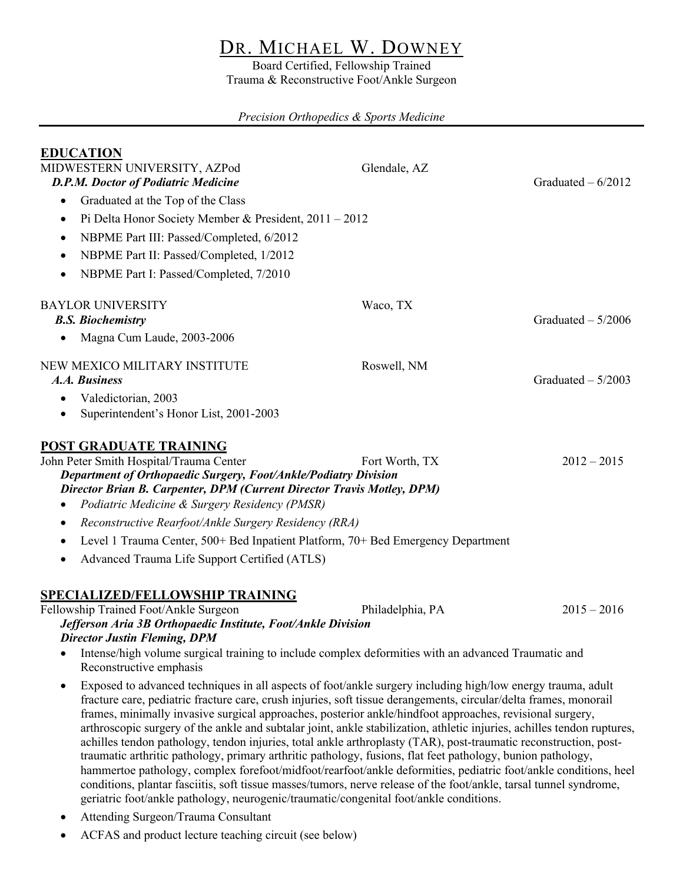# Dr. Michael W. Downey

Board Certified, Fellowship Trained
Trauma & Reconstructive Foot/Ankle Surgeon

*Precision Orthopedics & Sports Medicine*

---

## EDUCATION

MIDWESTERN UNIVERSITY, AZPod — Glendale, AZ
***D.P.M. Doctor of Podiatric Medicine*** — Graduated – 6/2012

- Graduated at the Top of the Class
- Pi Delta Honor Society Member & President, 2011 – 2012
- NBPME Part III: Passed/Completed, 6/2012
- NBPME Part II: Passed/Completed, 1/2012
- NBPME Part I: Passed/Completed, 7/2010

BAYLOR UNIVERSITY — Waco, TX
***B.S. Biochemistry*** — Graduated – 5/2006

- Magna Cum Laude, 2003-2006

NEW MEXICO MILITARY INSTITUTE — Roswell, NM
***A.A. Business*** — Graduated – 5/2003

- Valedictorian, 2003
- Superintendent's Honor List, 2001-2003

## POST GRADUATE TRAINING

John Peter Smith Hospital/Trauma Center — Fort Worth, TX — 2012 – 2015
***Department of Orthopaedic Surgery, Foot/Ankle/Podiatry Division***
***Director Brian B. Carpenter, DPM (Current Director Travis Motley, DPM)***

- *Podiatric Medicine & Surgery Residency (PMSR)*
- *Reconstructive Rearfoot/Ankle Surgery Residency (RRA)*
- Level 1 Trauma Center, 500+ Bed Inpatient Platform, 70+ Bed Emergency Department
- Advanced Trauma Life Support Certified (ATLS)

## SPECIALIZED/FELLOWSHIP TRAINING

Fellowship Trained Foot/Ankle Surgeon — Philadelphia, PA — 2015 – 2016
***Jefferson Aria 3B Orthopaedic Institute, Foot/Ankle Division***
***Director Justin Fleming, DPM***

- Intense/high volume surgical training to include complex deformities with an advanced Traumatic and Reconstructive emphasis
- Exposed to advanced techniques in all aspects of foot/ankle surgery including high/low energy trauma, adult fracture care, pediatric fracture care, crush injuries, soft tissue derangements, circular/delta frames, monorail frames, minimally invasive surgical approaches, posterior ankle/hindfoot approaches, revisional surgery, arthroscopic surgery of the ankle and subtalar joint, ankle stabilization, athletic injuries, achilles tendon ruptures, achilles tendon pathology, tendon injuries, total ankle arthroplasty (TAR), post-traumatic reconstruction, post-traumatic arthritic pathology, primary arthritic pathology, fusions, flat feet pathology, bunion pathology, hammertoe pathology, complex forefoot/midfoot/rearfoot/ankle deformities, pediatric foot/ankle conditions, heel conditions, plantar fasciitis, soft tissue masses/tumors, nerve release of the foot/ankle, tarsal tunnel syndrome, geriatric foot/ankle pathology, neurogenic/traumatic/congenital foot/ankle conditions.
- Attending Surgeon/Trauma Consultant
- ACFAS and product lecture teaching circuit (see below)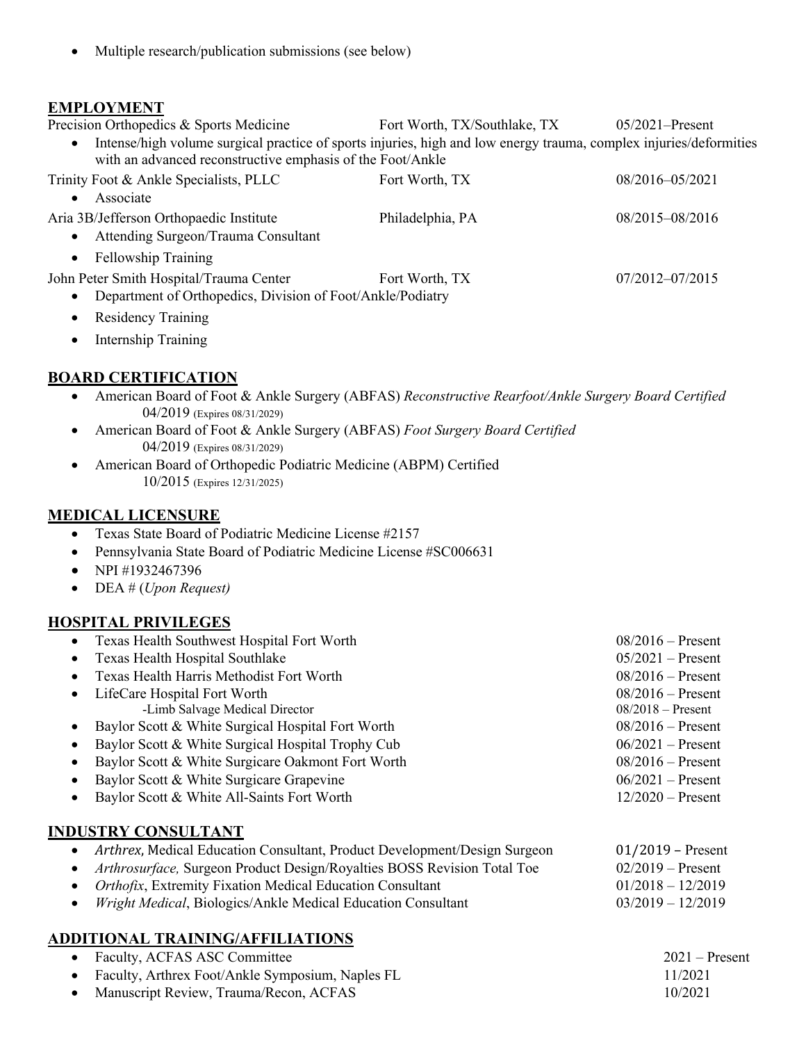- Multiple research/publication submissions (see below)

## EMPLOYMENT

Precision Orthopedics & Sports Medicine — Fort Worth, TX/Southlake, TX — 05/2021–Present

- Intense/high volume surgical practice of sports injuries, high and low energy trauma, complex injuries/deformities with an advanced reconstructive emphasis of the Foot/Ankle

Trinity Foot & Ankle Specialists, PLLC — Fort Worth, TX — 08/2016–05/2021

- Associate

Aria 3B/Jefferson Orthopaedic Institute — Philadelphia, PA — 08/2015–08/2016

- Attending Surgeon/Trauma Consultant
- Fellowship Training

John Peter Smith Hospital/Trauma Center — Fort Worth, TX — 07/2012–07/2015

- Department of Orthopedics, Division of Foot/Ankle/Podiatry
- Residency Training
- Internship Training

## BOARD CERTIFICATION

- American Board of Foot & Ankle Surgery (ABFAS) *Reconstructive Rearfoot/Ankle Surgery Board Certified*
  04/2019 (Expires 08/31/2029)
- American Board of Foot & Ankle Surgery (ABFAS) *Foot Surgery Board Certified*
  04/2019 (Expires 08/31/2029)
- American Board of Orthopedic Podiatric Medicine (ABPM) Certified
  10/2015 (Expires 12/31/2025)

## MEDICAL LICENSURE

- Texas State Board of Podiatric Medicine License #2157
- Pennsylvania State Board of Podiatric Medicine License #SC006631
- NPI #1932467396
- DEA # (*Upon Request)*

## HOSPITAL PRIVILEGES

- Texas Health Southwest Hospital Fort Worth — 08/2016 – Present
- Texas Health Hospital Southlake — 05/2021 – Present
- Texas Health Harris Methodist Fort Worth — 08/2016 – Present
- LifeCare Hospital Fort Worth — 08/2016 – Present
  - -Limb Salvage Medical Director — 08/2018 – Present
- Baylor Scott & White Surgical Hospital Fort Worth — 08/2016 – Present
- Baylor Scott & White Surgical Hospital Trophy Cub — 06/2021 – Present
- Baylor Scott & White Surgicare Oakmont Fort Worth — 08/2016 – Present
- Baylor Scott & White Surgicare Grapevine — 06/2021 – Present
- Baylor Scott & White All-Saints Fort Worth — 12/2020 – Present

## INDUSTRY CONSULTANT

- *Arthrex,* Medical Education Consultant, Product Development/Design Surgeon — 01/2019 – Present
- *Arthrosurface,* Surgeon Product Design/Royalties BOSS Revision Total Toe — 02/2019 – Present
- *Orthofix*, Extremity Fixation Medical Education Consultant — 01/2018 – 12/2019
- *Wright Medical*, Biologics/Ankle Medical Education Consultant — 03/2019 – 12/2019

## ADDITIONAL TRAINING/AFFILIATIONS

- Faculty, ACFAS ASC Committee — 2021 – Present
- Faculty, Arthrex Foot/Ankle Symposium, Naples FL — 11/2021
- Manuscript Review, Trauma/Recon, ACFAS — 10/2021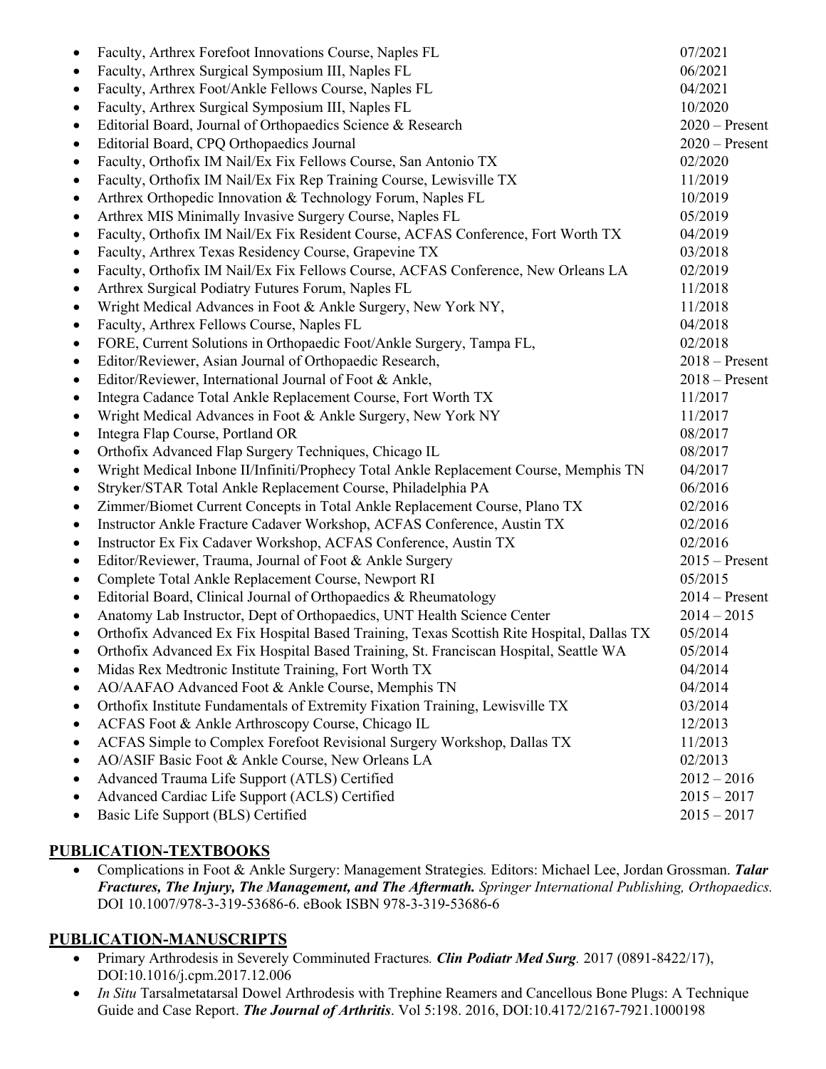- Faculty, Arthrex Forefoot Innovations Course, Naples FL — 07/2021
- Faculty, Arthrex Surgical Symposium III, Naples FL — 06/2021
- Faculty, Arthrex Foot/Ankle Fellows Course, Naples FL — 04/2021
- Faculty, Arthrex Surgical Symposium III, Naples FL — 10/2020
- Editorial Board, Journal of Orthopaedics Science & Research — 2020 – Present
- Editorial Board, CPQ Orthopaedics Journal — 2020 – Present
- Faculty, Orthofix IM Nail/Ex Fix Fellows Course, San Antonio TX — 02/2020
- Faculty, Orthofix IM Nail/Ex Fix Rep Training Course, Lewisville TX — 11/2019
- Arthrex Orthopedic Innovation & Technology Forum, Naples FL — 10/2019
- Arthrex MIS Minimally Invasive Surgery Course, Naples FL — 05/2019
- Faculty, Orthofix IM Nail/Ex Fix Resident Course, ACFAS Conference, Fort Worth TX — 04/2019
- Faculty, Arthrex Texas Residency Course, Grapevine TX — 03/2018
- Faculty, Orthofix IM Nail/Ex Fix Fellows Course, ACFAS Conference, New Orleans LA — 02/2019
- Arthrex Surgical Podiatry Futures Forum, Naples FL — 11/2018
- Wright Medical Advances in Foot & Ankle Surgery, New York NY, — 11/2018
- Faculty, Arthrex Fellows Course, Naples FL — 04/2018
- FORE, Current Solutions in Orthopaedic Foot/Ankle Surgery, Tampa FL, — 02/2018
- Editor/Reviewer, Asian Journal of Orthopaedic Research, — 2018 – Present
- Editor/Reviewer, International Journal of Foot & Ankle, — 2018 – Present
- Integra Cadance Total Ankle Replacement Course, Fort Worth TX — 11/2017
- Wright Medical Advances in Foot & Ankle Surgery, New York NY — 11/2017
- Integra Flap Course, Portland OR — 08/2017
- Orthofix Advanced Flap Surgery Techniques, Chicago IL — 08/2017
- Wright Medical Inbone II/Infiniti/Prophecy Total Ankle Replacement Course, Memphis TN — 04/2017
- Stryker/STAR Total Ankle Replacement Course, Philadelphia PA — 06/2016
- Zimmer/Biomet Current Concepts in Total Ankle Replacement Course, Plano TX — 02/2016
- Instructor Ankle Fracture Cadaver Workshop, ACFAS Conference, Austin TX — 02/2016
- Instructor Ex Fix Cadaver Workshop, ACFAS Conference, Austin TX — 02/2016
- Editor/Reviewer, Trauma, Journal of Foot & Ankle Surgery — 2015 – Present
- Complete Total Ankle Replacement Course, Newport RI — 05/2015
- Editorial Board, Clinical Journal of Orthopaedics & Rheumatology — 2014 – Present
- Anatomy Lab Instructor, Dept of Orthopaedics, UNT Health Science Center — 2014 – 2015
- Orthofix Advanced Ex Fix Hospital Based Training, Texas Scottish Rite Hospital, Dallas TX — 05/2014
- Orthofix Advanced Ex Fix Hospital Based Training, St. Franciscan Hospital, Seattle WA — 05/2014
- Midas Rex Medtronic Institute Training, Fort Worth TX — 04/2014
- AO/AAFAO Advanced Foot & Ankle Course, Memphis TN — 04/2014
- Orthofix Institute Fundamentals of Extremity Fixation Training, Lewisville TX — 03/2014
- ACFAS Foot & Ankle Arthroscopy Course, Chicago IL — 12/2013
- ACFAS Simple to Complex Forefoot Revisional Surgery Workshop, Dallas TX — 11/2013
- AO/ASIF Basic Foot & Ankle Course, New Orleans LA — 02/2013
- Advanced Trauma Life Support (ATLS) Certified — 2012 – 2016
- Advanced Cardiac Life Support (ACLS) Certified — 2015 – 2017
- Basic Life Support (BLS) Certified — 2015 – 2017

## PUBLICATION-TEXTBOOKS

- Complications in Foot & Ankle Surgery: Management Strategies*.* Editors: Michael Lee, Jordan Grossman. ***Talar Fractures, The Injury, The Management, and The Aftermath.*** *Springer International Publishing, Orthopaedics.* DOI 10.1007/978-3-319-53686-6. eBook ISBN 978-3-319-53686-6

## PUBLICATION-MANUSCRIPTS

- Primary Arthrodesis in Severely Comminuted Fractures*.* ***Clin Podiatr Med Surg**.* 2017 (0891-8422/17), DOI:10.1016/j.cpm.2017.12.006
- *In Situ* Tarsalmetatarsal Dowel Arthrodesis with Trephine Reamers and Cancellous Bone Plugs: A Technique Guide and Case Report. ***The Journal of Arthritis***. Vol 5:198. 2016, DOI:10.4172/2167-7921.1000198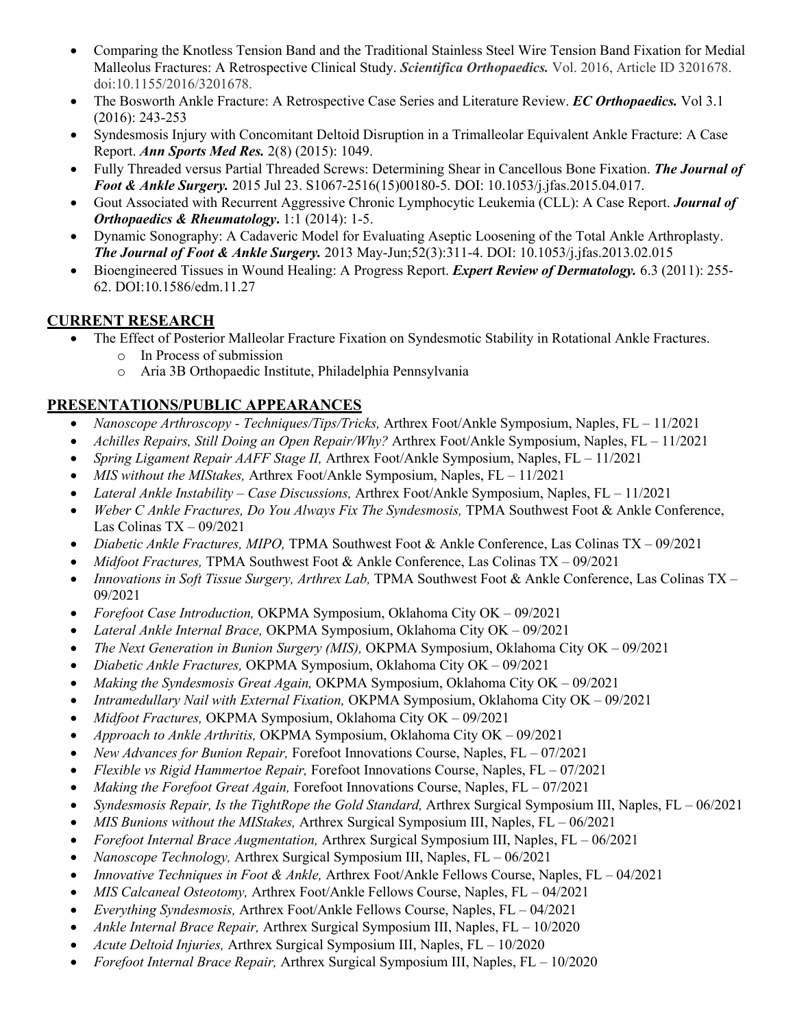- Comparing the Knotless Tension Band and the Traditional Stainless Steel Wire Tension Band Fixation for Medial Malleolus Fractures: A Retrospective Clinical Study. ***Scientifica Orthopaedics.*** Vol. 2016, Article ID 3201678. doi:10.1155/2016/3201678.
- The Bosworth Ankle Fracture: A Retrospective Case Series and Literature Review. ***EC Orthopaedics.*** Vol 3.1 (2016): 243-253
- Syndesmosis Injury with Concomitant Deltoid Disruption in a Trimalleolar Equivalent Ankle Fracture: A Case Report. ***Ann Sports Med Res.*** 2(8) (2015): 1049.
- Fully Threaded versus Partial Threaded Screws: Determining Shear in Cancellous Bone Fixation. ***The Journal of Foot & Ankle Surgery.*** 2015 Jul 23. S1067-2516(15)00180-5. DOI: 10.1053/j.jfas.2015.04.017.
- Gout Associated with Recurrent Aggressive Chronic Lymphocytic Leukemia (CLL): A Case Report. ***Journal of Orthopaedics & Rheumatology***. 1:1 (2014): 1-5.
- Dynamic Sonography: A Cadaveric Model for Evaluating Aseptic Loosening of the Total Ankle Arthroplasty. ***The Journal of Foot & Ankle Surgery.*** 2013 May-Jun;52(3):311-4. DOI: 10.1053/j.jfas.2013.02.015
- Bioengineered Tissues in Wound Healing: A Progress Report. ***Expert Review of Dermatology.*** 6.3 (2011): 255-62. DOI:10.1586/edm.11.27

## CURRENT RESEARCH

- The Effect of Posterior Malleolar Fracture Fixation on Syndesmotic Stability in Rotational Ankle Fractures.
  - In Process of submission
  - Aria 3B Orthopaedic Institute, Philadelphia Pennsylvania

## PRESENTATIONS/PUBLIC APPEARANCES

- *Nanoscope Arthroscopy - Techniques/Tips/Tricks,* Arthrex Foot/Ankle Symposium, Naples, FL – 11/2021
- *Achilles Repairs, Still Doing an Open Repair/Why?* Arthrex Foot/Ankle Symposium, Naples, FL – 11/2021
- *Spring Ligament Repair AAFF Stage II,* Arthrex Foot/Ankle Symposium, Naples, FL – 11/2021
- *MIS without the MIStakes,* Arthrex Foot/Ankle Symposium, Naples, FL – 11/2021
- *Lateral Ankle Instability – Case Discussions,* Arthrex Foot/Ankle Symposium, Naples, FL – 11/2021
- *Weber C Ankle Fractures, Do You Always Fix The Syndesmosis,* TPMA Southwest Foot & Ankle Conference, Las Colinas TX – 09/2021
- *Diabetic Ankle Fractures, MIPO,* TPMA Southwest Foot & Ankle Conference, Las Colinas TX – 09/2021
- *Midfoot Fractures,* TPMA Southwest Foot & Ankle Conference, Las Colinas TX – 09/2021
- *Innovations in Soft Tissue Surgery, Arthrex Lab,* TPMA Southwest Foot & Ankle Conference, Las Colinas TX – 09/2021
- *Forefoot Case Introduction,* OKPMA Symposium, Oklahoma City OK – 09/2021
- *Lateral Ankle Internal Brace,* OKPMA Symposium, Oklahoma City OK – 09/2021
- *The Next Generation in Bunion Surgery (MIS),* OKPMA Symposium, Oklahoma City OK – 09/2021
- *Diabetic Ankle Fractures,* OKPMA Symposium, Oklahoma City OK – 09/2021
- *Making the Syndesmosis Great Again,* OKPMA Symposium, Oklahoma City OK – 09/2021
- *Intramedullary Nail with External Fixation,* OKPMA Symposium, Oklahoma City OK – 09/2021
- *Midfoot Fractures,* OKPMA Symposium, Oklahoma City OK – 09/2021
- *Approach to Ankle Arthritis,* OKPMA Symposium, Oklahoma City OK – 09/2021
- *New Advances for Bunion Repair,* Forefoot Innovations Course, Naples, FL – 07/2021
- *Flexible vs Rigid Hammertoe Repair,* Forefoot Innovations Course, Naples, FL – 07/2021
- *Making the Forefoot Great Again,* Forefoot Innovations Course, Naples, FL – 07/2021
- *Syndesmosis Repair, Is the TightRope the Gold Standard,* Arthrex Surgical Symposium III, Naples, FL – 06/2021
- *MIS Bunions without the MIStakes,* Arthrex Surgical Symposium III, Naples, FL – 06/2021
- *Forefoot Internal Brace Augmentation,* Arthrex Surgical Symposium III, Naples, FL – 06/2021
- *Nanoscope Technology,* Arthrex Surgical Symposium III, Naples, FL – 06/2021
- *Innovative Techniques in Foot & Ankle,* Arthrex Foot/Ankle Fellows Course, Naples, FL – 04/2021
- *MIS Calcaneal Osteotomy,* Arthrex Foot/Ankle Fellows Course, Naples, FL – 04/2021
- *Everything Syndesmosis,* Arthrex Foot/Ankle Fellows Course, Naples, FL – 04/2021
- *Ankle Internal Brace Repair,* Arthrex Surgical Symposium III, Naples, FL – 10/2020
- *Acute Deltoid Injuries,* Arthrex Surgical Symposium III, Naples, FL – 10/2020
- *Forefoot Internal Brace Repair,* Arthrex Surgical Symposium III, Naples, FL – 10/2020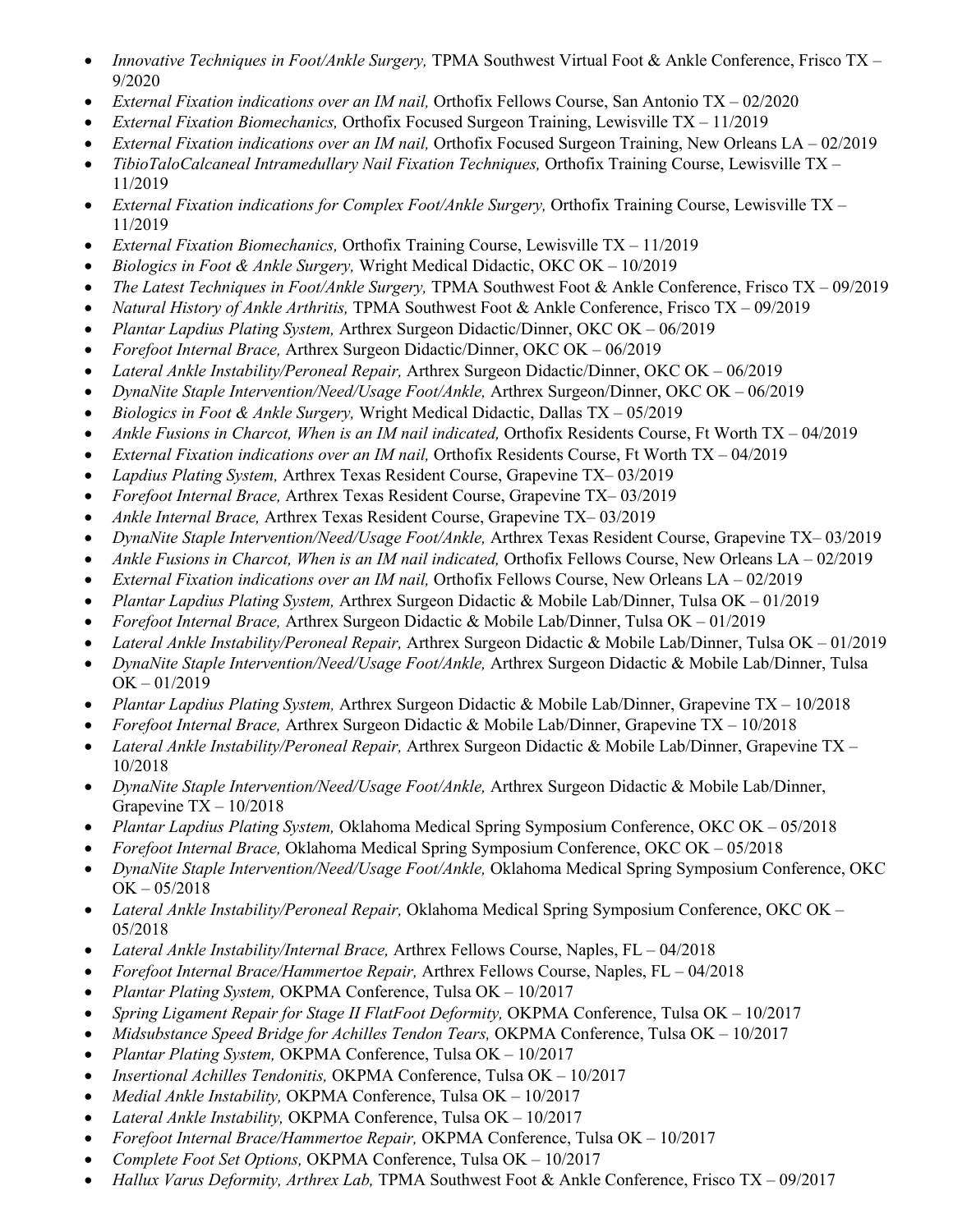- *Innovative Techniques in Foot/Ankle Surgery,* TPMA Southwest Virtual Foot & Ankle Conference, Frisco TX – 9/2020
- *External Fixation indications over an IM nail,* Orthofix Fellows Course, San Antonio TX – 02/2020
- *External Fixation Biomechanics,* Orthofix Focused Surgeon Training, Lewisville TX – 11/2019
- *External Fixation indications over an IM nail,* Orthofix Focused Surgeon Training, New Orleans LA – 02/2019
- *TibioTaloCalcaneal Intramedullary Nail Fixation Techniques,* Orthofix Training Course, Lewisville TX – 11/2019
- *External Fixation indications for Complex Foot/Ankle Surgery,* Orthofix Training Course, Lewisville TX – 11/2019
- *External Fixation Biomechanics,* Orthofix Training Course, Lewisville TX – 11/2019
- *Biologics in Foot & Ankle Surgery,* Wright Medical Didactic, OKC OK – 10/2019
- *The Latest Techniques in Foot/Ankle Surgery,* TPMA Southwest Foot & Ankle Conference, Frisco TX – 09/2019
- *Natural History of Ankle Arthritis,* TPMA Southwest Foot & Ankle Conference, Frisco TX – 09/2019
- *Plantar Lapdius Plating System,* Arthrex Surgeon Didactic/Dinner, OKC OK – 06/2019
- *Forefoot Internal Brace,* Arthrex Surgeon Didactic/Dinner, OKC OK – 06/2019
- *Lateral Ankle Instability/Peroneal Repair,* Arthrex Surgeon Didactic/Dinner, OKC OK – 06/2019
- *DynaNite Staple Intervention/Need/Usage Foot/Ankle,* Arthrex Surgeon/Dinner, OKC OK – 06/2019
- *Biologics in Foot & Ankle Surgery,* Wright Medical Didactic, Dallas TX – 05/2019
- *Ankle Fusions in Charcot, When is an IM nail indicated,* Orthofix Residents Course, Ft Worth TX – 04/2019
- *External Fixation indications over an IM nail,* Orthofix Residents Course, Ft Worth TX – 04/2019
- *Lapdius Plating System,* Arthrex Texas Resident Course, Grapevine TX– 03/2019
- *Forefoot Internal Brace,* Arthrex Texas Resident Course, Grapevine TX– 03/2019
- *Ankle Internal Brace,* Arthrex Texas Resident Course, Grapevine TX– 03/2019
- *DynaNite Staple Intervention/Need/Usage Foot/Ankle,* Arthrex Texas Resident Course, Grapevine TX– 03/2019
- *Ankle Fusions in Charcot, When is an IM nail indicated,* Orthofix Fellows Course, New Orleans LA – 02/2019
- *External Fixation indications over an IM nail,* Orthofix Fellows Course, New Orleans LA – 02/2019
- *Plantar Lapdius Plating System,* Arthrex Surgeon Didactic & Mobile Lab/Dinner, Tulsa OK – 01/2019
- *Forefoot Internal Brace,* Arthrex Surgeon Didactic & Mobile Lab/Dinner, Tulsa OK – 01/2019
- *Lateral Ankle Instability/Peroneal Repair,* Arthrex Surgeon Didactic & Mobile Lab/Dinner, Tulsa OK – 01/2019
- *DynaNite Staple Intervention/Need/Usage Foot/Ankle,* Arthrex Surgeon Didactic & Mobile Lab/Dinner, Tulsa OK – 01/2019
- *Plantar Lapdius Plating System,* Arthrex Surgeon Didactic & Mobile Lab/Dinner, Grapevine TX – 10/2018
- *Forefoot Internal Brace,* Arthrex Surgeon Didactic & Mobile Lab/Dinner, Grapevine TX – 10/2018
- *Lateral Ankle Instability/Peroneal Repair,* Arthrex Surgeon Didactic & Mobile Lab/Dinner, Grapevine TX – 10/2018
- *DynaNite Staple Intervention/Need/Usage Foot/Ankle,* Arthrex Surgeon Didactic & Mobile Lab/Dinner, Grapevine TX – 10/2018
- *Plantar Lapdius Plating System,* Oklahoma Medical Spring Symposium Conference, OKC OK – 05/2018
- *Forefoot Internal Brace,* Oklahoma Medical Spring Symposium Conference, OKC OK – 05/2018
- *DynaNite Staple Intervention/Need/Usage Foot/Ankle,* Oklahoma Medical Spring Symposium Conference, OKC OK – 05/2018
- *Lateral Ankle Instability/Peroneal Repair,* Oklahoma Medical Spring Symposium Conference, OKC OK – 05/2018
- *Lateral Ankle Instability/Internal Brace,* Arthrex Fellows Course, Naples, FL – 04/2018
- *Forefoot Internal Brace/Hammertoe Repair,* Arthrex Fellows Course, Naples, FL – 04/2018
- *Plantar Plating System,* OKPMA Conference, Tulsa OK – 10/2017
- *Spring Ligament Repair for Stage II FlatFoot Deformity,* OKPMA Conference, Tulsa OK – 10/2017
- *Midsubstance Speed Bridge for Achilles Tendon Tears,* OKPMA Conference, Tulsa OK – 10/2017
- *Plantar Plating System,* OKPMA Conference, Tulsa OK – 10/2017
- *Insertional Achilles Tendonitis,* OKPMA Conference, Tulsa OK – 10/2017
- *Medial Ankle Instability,* OKPMA Conference, Tulsa OK – 10/2017
- *Lateral Ankle Instability,* OKPMA Conference, Tulsa OK – 10/2017
- *Forefoot Internal Brace/Hammertoe Repair,* OKPMA Conference, Tulsa OK – 10/2017
- *Complete Foot Set Options,* OKPMA Conference, Tulsa OK – 10/2017
- *Hallux Varus Deformity, Arthrex Lab,* TPMA Southwest Foot & Ankle Conference, Frisco TX – 09/2017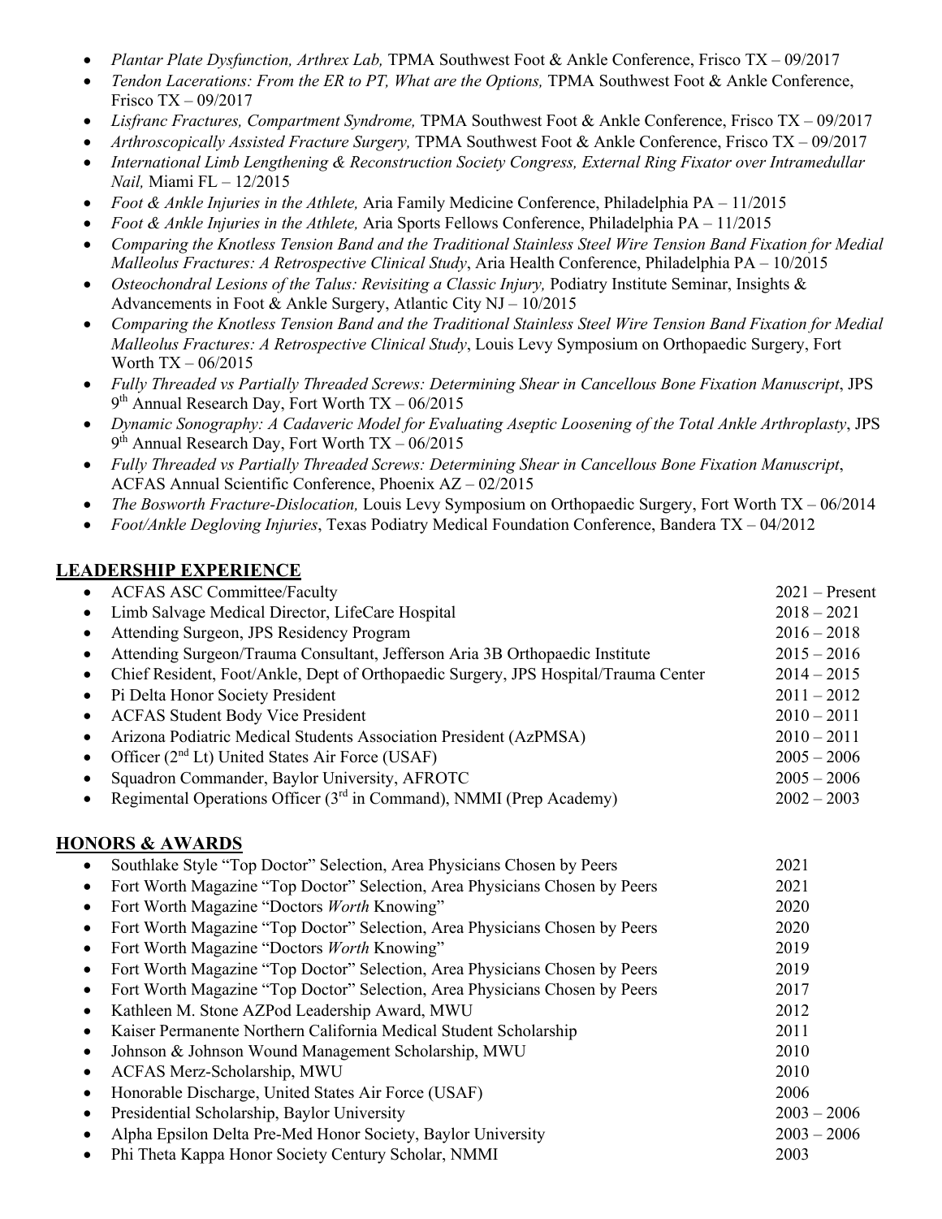- *Plantar Plate Dysfunction, Arthrex Lab,* TPMA Southwest Foot & Ankle Conference, Frisco TX – 09/2017
- *Tendon Lacerations: From the ER to PT, What are the Options,* TPMA Southwest Foot & Ankle Conference, Frisco TX – 09/2017
- *Lisfranc Fractures, Compartment Syndrome,* TPMA Southwest Foot & Ankle Conference, Frisco TX – 09/2017
- *Arthroscopically Assisted Fracture Surgery,* TPMA Southwest Foot & Ankle Conference, Frisco TX – 09/2017
- *International Limb Lengthening & Reconstruction Society Congress, External Ring Fixator over Intramedullar Nail,* Miami FL – 12/2015
- *Foot & Ankle Injuries in the Athlete,* Aria Family Medicine Conference, Philadelphia PA – 11/2015
- *Foot & Ankle Injuries in the Athlete,* Aria Sports Fellows Conference, Philadelphia PA – 11/2015
- *Comparing the Knotless Tension Band and the Traditional Stainless Steel Wire Tension Band Fixation for Medial Malleolus Fractures: A Retrospective Clinical Study*, Aria Health Conference, Philadelphia PA – 10/2015
- *Osteochondral Lesions of the Talus: Revisiting a Classic Injury,* Podiatry Institute Seminar, Insights & Advancements in Foot & Ankle Surgery, Atlantic City NJ – 10/2015
- *Comparing the Knotless Tension Band and the Traditional Stainless Steel Wire Tension Band Fixation for Medial Malleolus Fractures: A Retrospective Clinical Study*, Louis Levy Symposium on Orthopaedic Surgery, Fort Worth TX – 06/2015
- *Fully Threaded vs Partially Threaded Screws: Determining Shear in Cancellous Bone Fixation Manuscript*, JPS 9th Annual Research Day, Fort Worth TX – 06/2015
- *Dynamic Sonography: A Cadaveric Model for Evaluating Aseptic Loosening of the Total Ankle Arthroplasty*, JPS 9th Annual Research Day, Fort Worth TX – 06/2015
- *Fully Threaded vs Partially Threaded Screws: Determining Shear in Cancellous Bone Fixation Manuscript*, ACFAS Annual Scientific Conference, Phoenix AZ – 02/2015
- *The Bosworth Fracture-Dislocation,* Louis Levy Symposium on Orthopaedic Surgery, Fort Worth TX – 06/2014
- *Foot/Ankle Degloving Injuries*, Texas Podiatry Medical Foundation Conference, Bandera TX – 04/2012

## LEADERSHIP EXPERIENCE

- ACFAS ASC Committee/Faculty — 2021 – Present
- Limb Salvage Medical Director, LifeCare Hospital — 2018 – 2021
- Attending Surgeon, JPS Residency Program — 2016 – 2018
- Attending Surgeon/Trauma Consultant, Jefferson Aria 3B Orthopaedic Institute — 2015 – 2016
- Chief Resident, Foot/Ankle, Dept of Orthopaedic Surgery, JPS Hospital/Trauma Center — 2014 – 2015
- Pi Delta Honor Society President — 2011 – 2012
- ACFAS Student Body Vice President — 2010 – 2011
- Arizona Podiatric Medical Students Association President (AzPMSA) — 2010 – 2011
- Officer (2nd Lt) United States Air Force (USAF) — 2005 – 2006
- Squadron Commander, Baylor University, AFROTC — 2005 – 2006
- Regimental Operations Officer (3rd in Command), NMMI (Prep Academy) — 2002 – 2003

## HONORS & AWARDS

- Southlake Style "Top Doctor" Selection, Area Physicians Chosen by Peers — 2021
- Fort Worth Magazine "Top Doctor" Selection, Area Physicians Chosen by Peers — 2021
- Fort Worth Magazine "Doctors *Worth* Knowing" — 2020
- Fort Worth Magazine "Top Doctor" Selection, Area Physicians Chosen by Peers — 2020
- Fort Worth Magazine "Doctors *Worth* Knowing" — 2019
- Fort Worth Magazine "Top Doctor" Selection, Area Physicians Chosen by Peers — 2019
- Fort Worth Magazine "Top Doctor" Selection, Area Physicians Chosen by Peers — 2017
- Kathleen M. Stone AZPod Leadership Award, MWU — 2012
- Kaiser Permanente Northern California Medical Student Scholarship — 2011
- Johnson & Johnson Wound Management Scholarship, MWU — 2010
- ACFAS Merz-Scholarship, MWU — 2010
- Honorable Discharge, United States Air Force (USAF) — 2006
- Presidential Scholarship, Baylor University — 2003 – 2006
- Alpha Epsilon Delta Pre-Med Honor Society, Baylor University — 2003 – 2006
- Phi Theta Kappa Honor Society Century Scholar, NMMI — 2003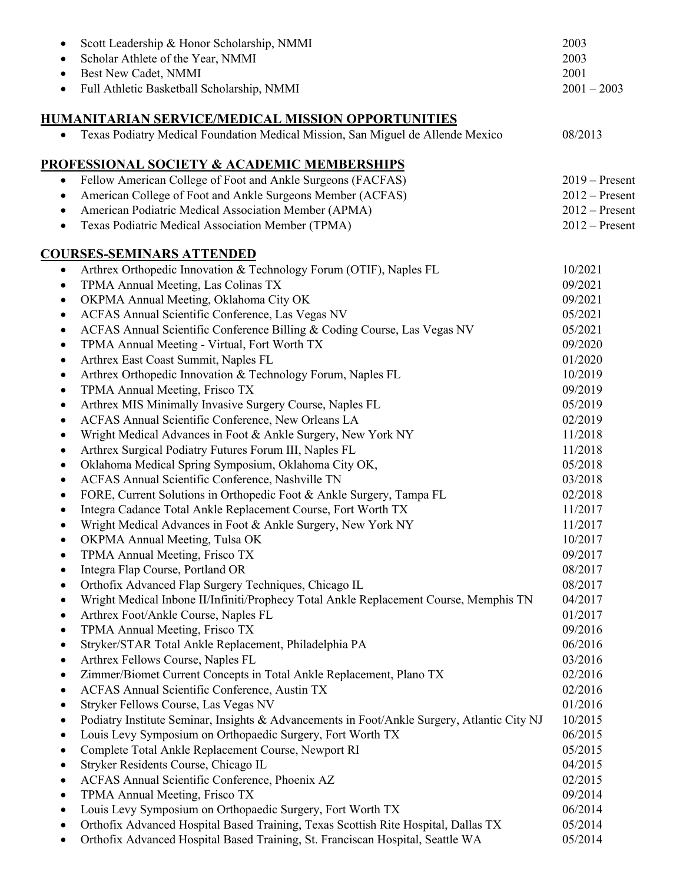- Scott Leadership & Honor Scholarship, NMMI 2003
- Scholar Athlete of the Year, NMMI 2003
- Best New Cadet, NMMI 2001
- Full Athletic Basketball Scholarship, NMMI 2001 – 2003

## HUMANITARIAN SERVICE/MEDICAL MISSION OPPORTUNITIES

- Texas Podiatry Medical Foundation Medical Mission, San Miguel de Allende Mexico 08/2013

## PROFESSIONAL SOCIETY & ACADEMIC MEMBERSHIPS

- Fellow American College of Foot and Ankle Surgeons (FACFAS) 2019 – Present
- American College of Foot and Ankle Surgeons Member (ACFAS) 2012 – Present
- American Podiatric Medical Association Member (APMA) 2012 – Present
- Texas Podiatric Medical Association Member (TPMA) 2012 – Present

## COURSES-SEMINARS ATTENDED

- Arthrex Orthopedic Innovation & Technology Forum (OTIF), Naples FL 10/2021
- TPMA Annual Meeting, Las Colinas TX 09/2021
- OKPMA Annual Meeting, Oklahoma City OK 09/2021
- ACFAS Annual Scientific Conference, Las Vegas NV 05/2021
- ACFAS Annual Scientific Conference Billing & Coding Course, Las Vegas NV 05/2021
- TPMA Annual Meeting - Virtual, Fort Worth TX 09/2020
- Arthrex East Coast Summit, Naples FL 01/2020
- Arthrex Orthopedic Innovation & Technology Forum, Naples FL 10/2019
- TPMA Annual Meeting, Frisco TX 09/2019
- Arthrex MIS Minimally Invasive Surgery Course, Naples FL 05/2019
- ACFAS Annual Scientific Conference, New Orleans LA 02/2019
- Wright Medical Advances in Foot & Ankle Surgery, New York NY 11/2018
- Arthrex Surgical Podiatry Futures Forum III, Naples FL 11/2018
- Oklahoma Medical Spring Symposium, Oklahoma City OK, 05/2018
- ACFAS Annual Scientific Conference, Nashville TN 03/2018
- FORE, Current Solutions in Orthopedic Foot & Ankle Surgery, Tampa FL 02/2018
- Integra Cadance Total Ankle Replacement Course, Fort Worth TX 11/2017
- Wright Medical Advances in Foot & Ankle Surgery, New York NY 11/2017
- OKPMA Annual Meeting, Tulsa OK 10/2017
- TPMA Annual Meeting, Frisco TX 09/2017
- Integra Flap Course, Portland OR 08/2017
- Orthofix Advanced Flap Surgery Techniques, Chicago IL 08/2017
- Wright Medical Inbone II/Infiniti/Prophecy Total Ankle Replacement Course, Memphis TN 04/2017
- Arthrex Foot/Ankle Course, Naples FL 01/2017
- TPMA Annual Meeting, Frisco TX 09/2016
- Stryker/STAR Total Ankle Replacement, Philadelphia PA 06/2016
- Arthrex Fellows Course, Naples FL 03/2016
- Zimmer/Biomet Current Concepts in Total Ankle Replacement, Plano TX 02/2016
- ACFAS Annual Scientific Conference, Austin TX 02/2016
- Stryker Fellows Course, Las Vegas NV 01/2016
- Podiatry Institute Seminar, Insights & Advancements in Foot/Ankle Surgery, Atlantic City NJ 10/2015
- Louis Levy Symposium on Orthopaedic Surgery, Fort Worth TX 06/2015
- Complete Total Ankle Replacement Course, Newport RI 05/2015
- Stryker Residents Course, Chicago IL 04/2015
- ACFAS Annual Scientific Conference, Phoenix AZ 02/2015
- TPMA Annual Meeting, Frisco TX 09/2014
- Louis Levy Symposium on Orthopaedic Surgery, Fort Worth TX 06/2014
- Orthofix Advanced Hospital Based Training, Texas Scottish Rite Hospital, Dallas TX 05/2014
- Orthofix Advanced Hospital Based Training, St. Franciscan Hospital, Seattle WA 05/2014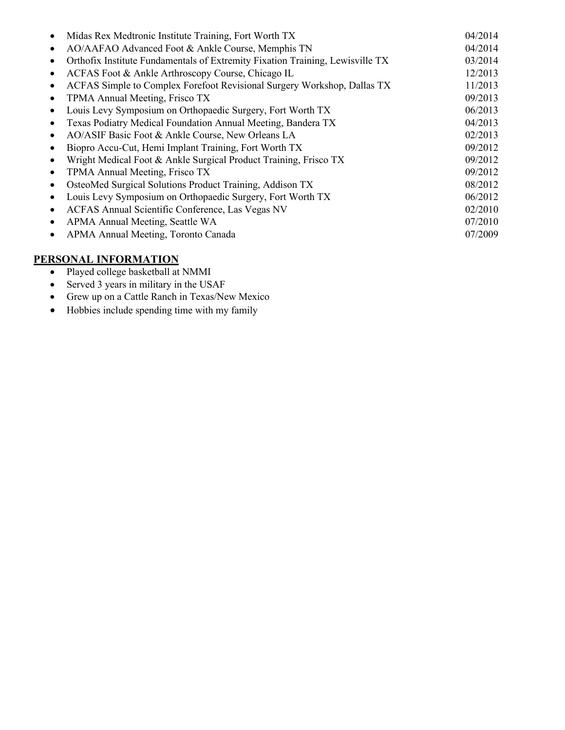- Midas Rex Medtronic Institute Training, Fort Worth TX 04/2014
- AO/AAFAO Advanced Foot & Ankle Course, Memphis TN 04/2014
- Orthofix Institute Fundamentals of Extremity Fixation Training, Lewisville TX 03/2014
- ACFAS Foot & Ankle Arthroscopy Course, Chicago IL 12/2013
- ACFAS Simple to Complex Forefoot Revisional Surgery Workshop, Dallas TX 11/2013
- TPMA Annual Meeting, Frisco TX 09/2013
- Louis Levy Symposium on Orthopaedic Surgery, Fort Worth TX 06/2013
- Texas Podiatry Medical Foundation Annual Meeting, Bandera TX 04/2013
- AO/ASIF Basic Foot & Ankle Course, New Orleans LA 02/2013
- Biopro Accu-Cut, Hemi Implant Training, Fort Worth TX 09/2012
- Wright Medical Foot & Ankle Surgical Product Training, Frisco TX 09/2012
- TPMA Annual Meeting, Frisco TX 09/2012
- OsteoMed Surgical Solutions Product Training, Addison TX 08/2012
- Louis Levy Symposium on Orthopaedic Surgery, Fort Worth TX 06/2012
- ACFAS Annual Scientific Conference, Las Vegas NV 02/2010
- APMA Annual Meeting, Seattle WA 07/2010
- APMA Annual Meeting, Toronto Canada 07/2009

## PERSONAL INFORMATION

- Played college basketball at NMMI
- Served 3 years in military in the USAF
- Grew up on a Cattle Ranch in Texas/New Mexico
- Hobbies include spending time with my family